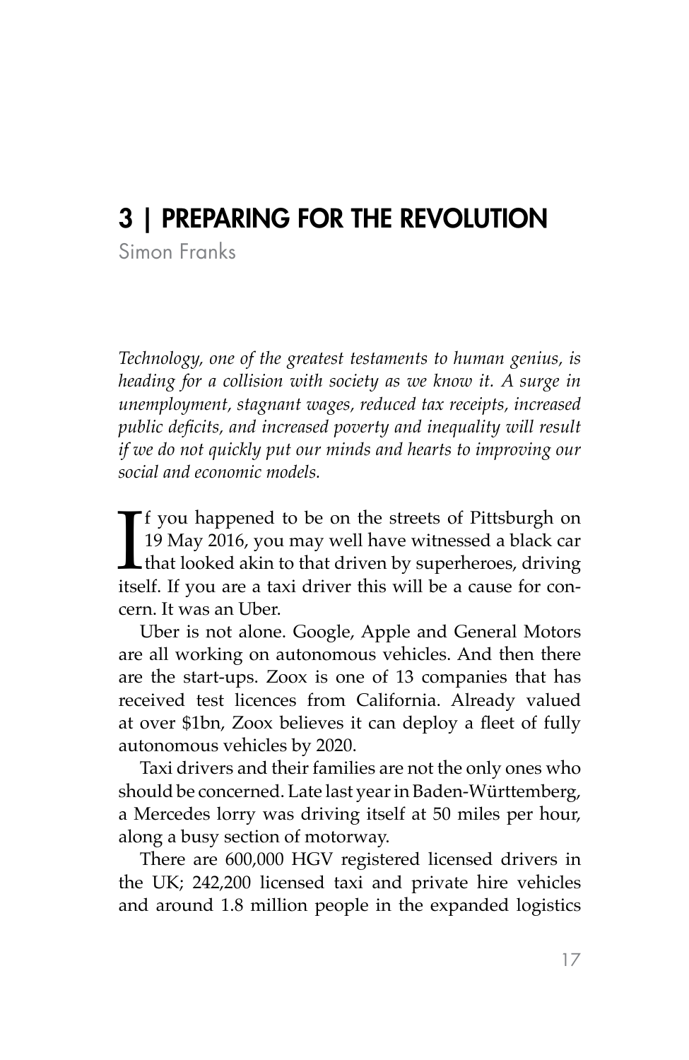# 3 | PREPARING FOR THE REVOLUTION

Simon Franks

*Technology, one of the greatest testaments to human genius, is heading for a collision with society as we know it. A surge in unemployment, stagnant wages, reduced tax receipts, increased public deficits, and increased poverty and inequality will result if we do not quickly put our minds and hearts to improving our social and economic models.*

If you happened to be on the streets of Pittsburgh on 19 May 2016, you may well have witnessed a black car that looked akin to that driven by superheroes, driving itself. If you are a taxi driver this will be a cause for concern. It was an Uber.

Uber is not alone. Google, Apple and General Motors are all working on autonomous vehicles. And then there are the start-ups. Zoox is one of 13 companies that has received test licences from California. Already valued at over $1bn, Zoox believes it can deploy a fleet of fully autonomous vehicles by 2020.

Taxi drivers and their families are not the only ones who should be concerned. Late last year in Baden-Württemberg, a Mercedes lorry was driving itself at 50 miles per hour, along a busy section of motorway.

There are 600,000 HGV registered licensed drivers in the UK; 242,200 licensed taxi and private hire vehicles and around 1.8 million people in the expanded logistics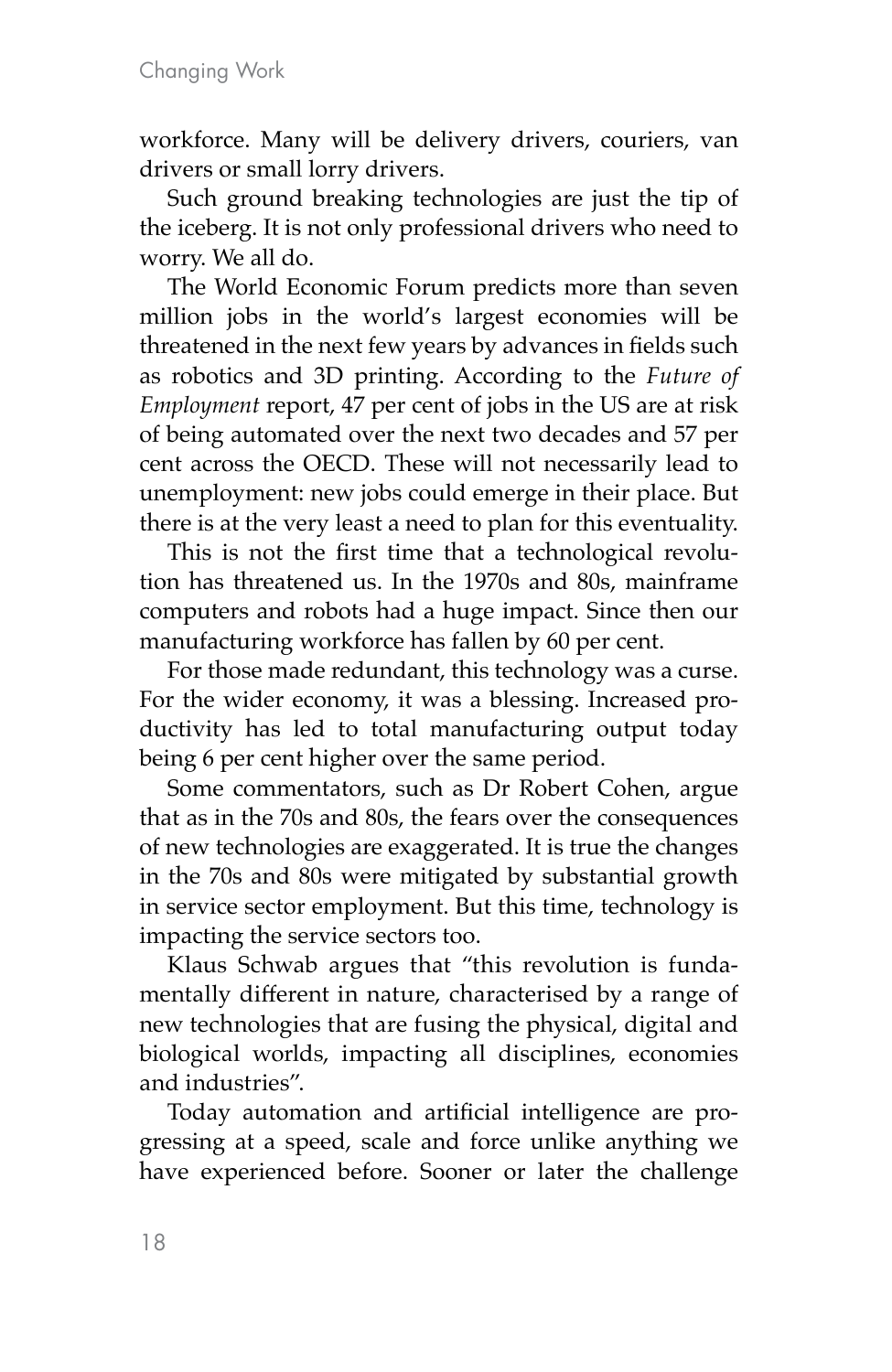workforce. Many will be delivery drivers, couriers, van drivers or small lorry drivers.

Such ground breaking technologies are just the tip of the iceberg. It is not only professional drivers who need to worry. We all do.

The World Economic Forum predicts more than seven million jobs in the world's largest economies will be threatened in the next few years by advances in fields such as robotics and 3D printing. According to the *Future of Employment* report, 47 per cent of jobs in the US are at risk of being automated over the next two decades and 57 per cent across the OECD. These will not necessarily lead to unemployment: new jobs could emerge in their place. But there is at the very least a need to plan for this eventuality.

This is not the first time that a technological revolution has threatened us. In the 1970s and 80s, mainframe computers and robots had a huge impact. Since then our manufacturing workforce has fallen by 60 per cent.

For those made redundant, this technology was a curse. For the wider economy, it was a blessing. Increased productivity has led to total manufacturing output today being 6 per cent higher over the same period.

Some commentators, such as Dr Robert Cohen, argue that as in the 70s and 80s, the fears over the consequences of new technologies are exaggerated. It is true the changes in the 70s and 80s were mitigated by substantial growth in service sector employment. But this time, technology is impacting the service sectors too.

Klaus Schwab argues that "this revolution is fundamentally different in nature, characterised by a range of new technologies that are fusing the physical, digital and biological worlds, impacting all disciplines, economies and industries".

Today automation and artificial intelligence are progressing at a speed, scale and force unlike anything we have experienced before. Sooner or later the challenge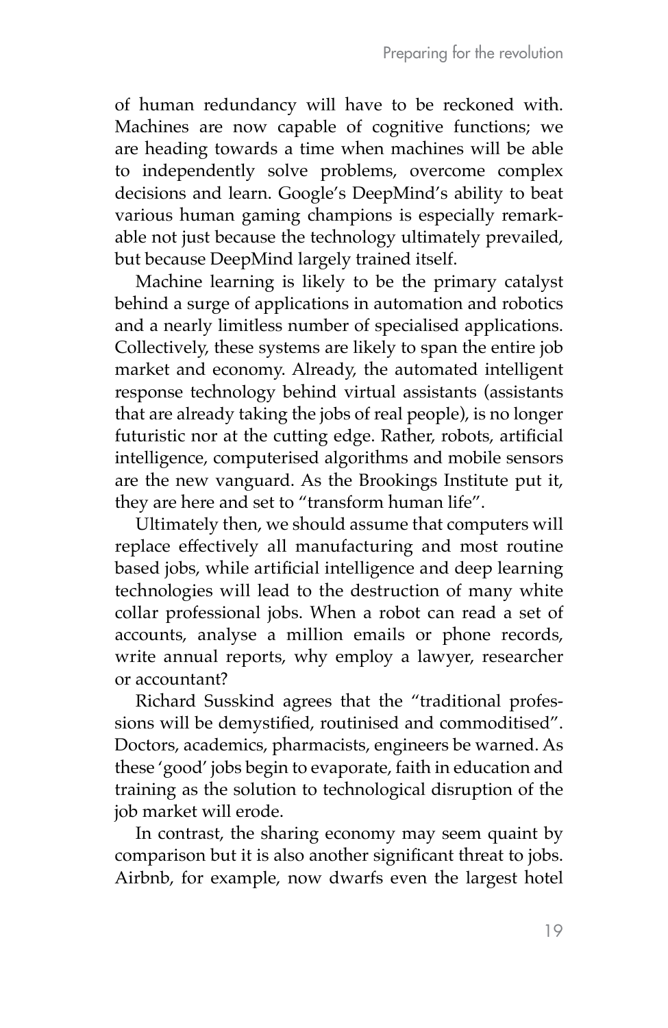of human redundancy will have to be reckoned with. Machines are now capable of cognitive functions; we are heading towards a time when machines will be able to independently solve problems, overcome complex decisions and learn. Google's DeepMind's ability to beat various human gaming champions is especially remarkable not just because the technology ultimately prevailed, but because DeepMind largely trained itself.

Machine learning is likely to be the primary catalyst behind a surge of applications in automation and robotics and a nearly limitless number of specialised applications. Collectively, these systems are likely to span the entire job market and economy. Already, the automated intelligent response technology behind virtual assistants (assistants that are already taking the jobs of real people), is no longer futuristic nor at the cutting edge. Rather, robots, artificial intelligence, computerised algorithms and mobile sensors are the new vanguard. As the Brookings Institute put it, they are here and set to "transform human life".

Ultimately then, we should assume that computers will replace effectively all manufacturing and most routine based jobs, while artificial intelligence and deep learning technologies will lead to the destruction of many white collar professional jobs. When a robot can read a set of accounts, analyse a million emails or phone records, write annual reports, why employ a lawyer, researcher or accountant?

Richard Susskind agrees that the "traditional professions will be demystified, routinised and commoditised". Doctors, academics, pharmacists, engineers be warned. As these 'good' jobs begin to evaporate, faith in education and training as the solution to technological disruption of the job market will erode.

In contrast, the sharing economy may seem quaint by comparison but it is also another significant threat to jobs. Airbnb, for example, now dwarfs even the largest hotel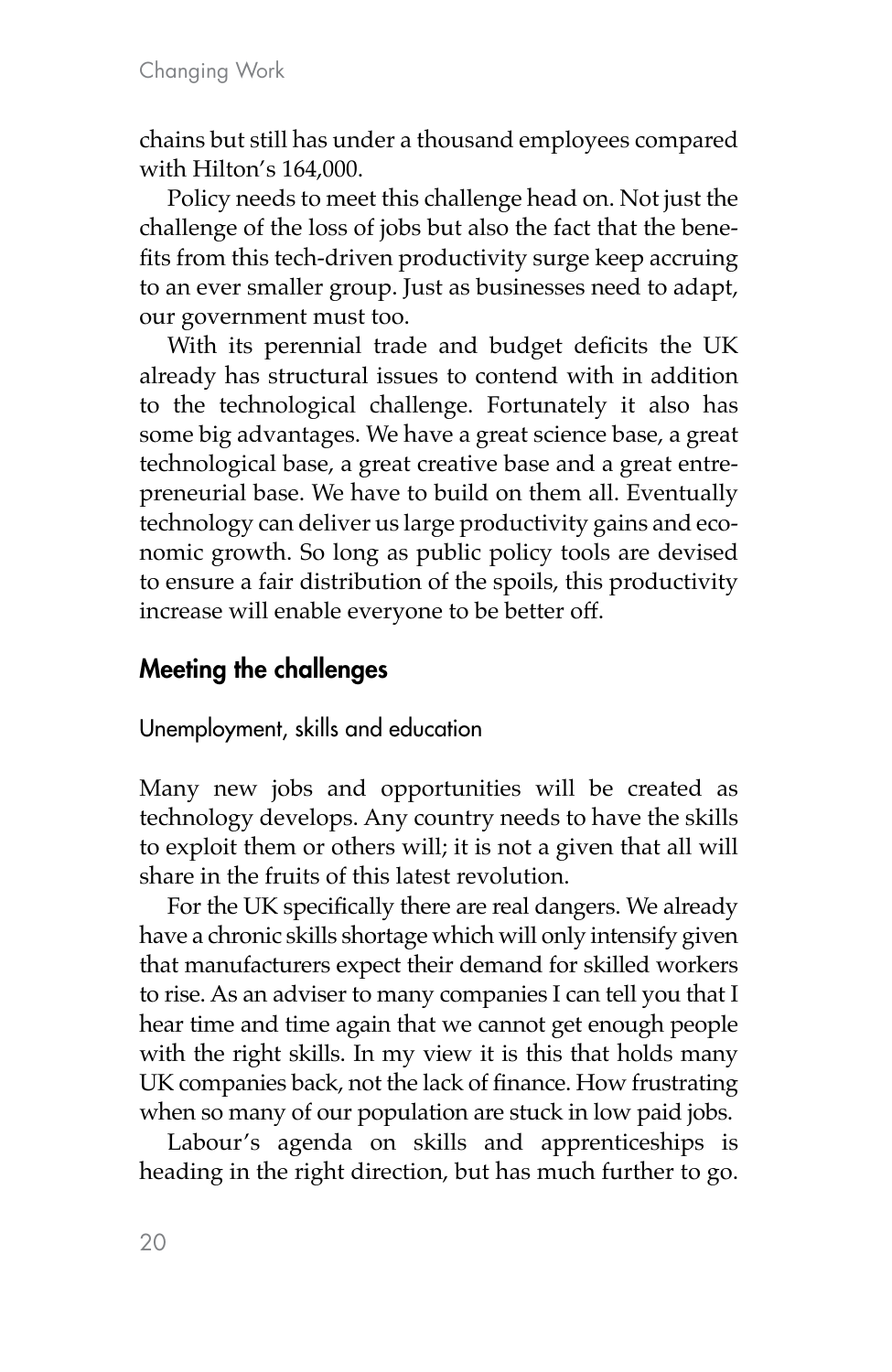chains but still has under a thousand employees compared with Hilton's 164,000.

Policy needs to meet this challenge head on. Not just the challenge of the loss of jobs but also the fact that the benefits from this tech-driven productivity surge keep accruing to an ever smaller group. Just as businesses need to adapt, our government must too.

With its perennial trade and budget deficits the UK already has structural issues to contend with in addition to the technological challenge. Fortunately it also has some big advantages. We have a great science base, a great technological base, a great creative base and a great entrepreneurial base. We have to build on them all. Eventually technology can deliver us large productivity gains and economic growth. So long as public policy tools are devised to ensure a fair distribution of the spoils, this productivity increase will enable everyone to be better off.

## Meeting the challenges

### Unemployment, skills and education

Many new jobs and opportunities will be created as technology develops. Any country needs to have the skills to exploit them or others will; it is not a given that all will share in the fruits of this latest revolution.

For the UK specifically there are real dangers. We already have a chronic skills shortage which will only intensify given that manufacturers expect their demand for skilled workers to rise. As an adviser to many companies I can tell you that I hear time and time again that we cannot get enough people with the right skills. In my view it is this that holds many UK companies back, not the lack of finance. How frustrating when so many of our population are stuck in low paid jobs.

Labour's agenda on skills and apprenticeships is heading in the right direction, but has much further to go.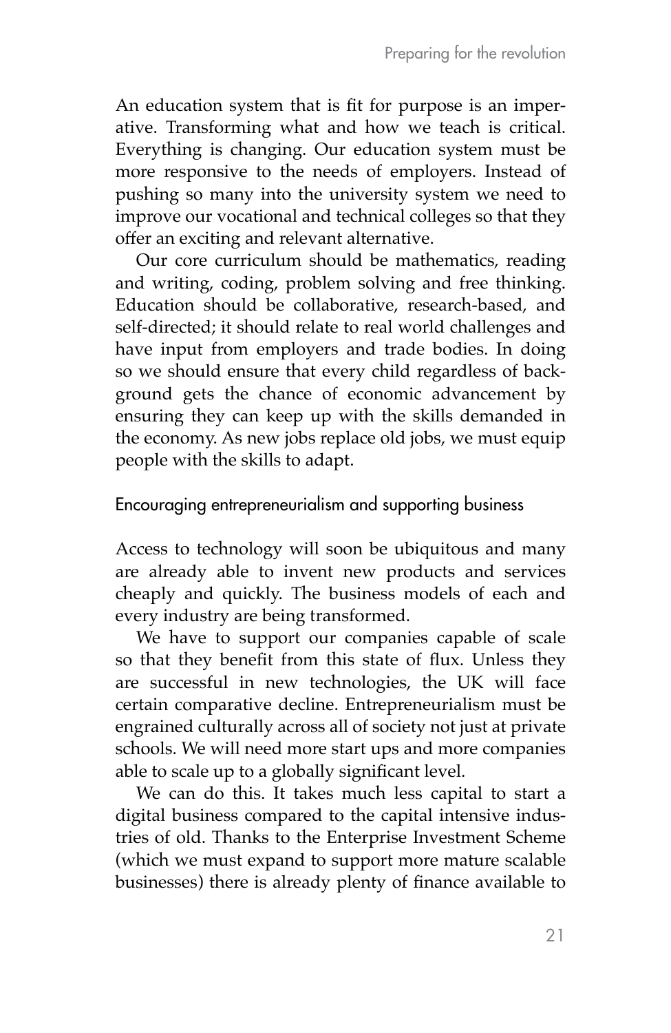An education system that is fit for purpose is an imperative. Transforming what and how we teach is critical. Everything is changing. Our education system must be more responsive to the needs of employers. Instead of pushing so many into the university system we need to improve our vocational and technical colleges so that they offer an exciting and relevant alternative.

Our core curriculum should be mathematics, reading and writing, coding, problem solving and free thinking. Education should be collaborative, research-based, and self-directed; it should relate to real world challenges and have input from employers and trade bodies. In doing so we should ensure that every child regardless of background gets the chance of economic advancement by ensuring they can keep up with the skills demanded in the economy. As new jobs replace old jobs, we must equip people with the skills to adapt.

## Encouraging entrepreneurialism and supporting business

Access to technology will soon be ubiquitous and many are already able to invent new products and services cheaply and quickly. The business models of each and every industry are being transformed.

We have to support our companies capable of scale so that they benefit from this state of flux. Unless they are successful in new technologies, the UK will face certain comparative decline. Entrepreneurialism must be engrained culturally across all of society not just at private schools. We will need more start ups and more companies able to scale up to a globally significant level.

We can do this. It takes much less capital to start a digital business compared to the capital intensive industries of old. Thanks to the Enterprise Investment Scheme (which we must expand to support more mature scalable businesses) there is already plenty of finance available to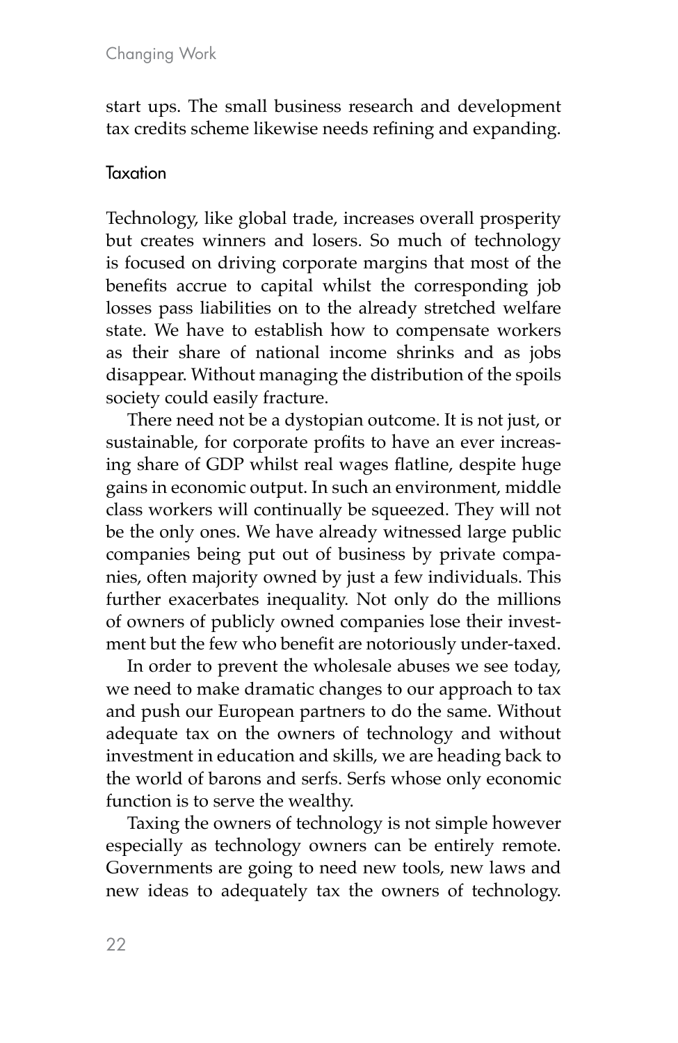start ups. The small business research and development tax credits scheme likewise needs refining and expanding.

### Taxation

Technology, like global trade, increases overall prosperity but creates winners and losers. So much of technology is focused on driving corporate margins that most of the benefits accrue to capital whilst the corresponding job losses pass liabilities on to the already stretched welfare state. We have to establish how to compensate workers as their share of national income shrinks and as jobs disappear. Without managing the distribution of the spoils society could easily fracture.

There need not be a dystopian outcome. It is not just, or sustainable, for corporate profits to have an ever increasing share of GDP whilst real wages flatline, despite huge gains in economic output. In such an environment, middle class workers will continually be squeezed. They will not be the only ones. We have already witnessed large public companies being put out of business by private companies, often majority owned by just a few individuals. This further exacerbates inequality. Not only do the millions of owners of publicly owned companies lose their investment but the few who benefit are notoriously under-taxed.

In order to prevent the wholesale abuses we see today, we need to make dramatic changes to our approach to tax and push our European partners to do the same. Without adequate tax on the owners of technology and without investment in education and skills, we are heading back to the world of barons and serfs. Serfs whose only economic function is to serve the wealthy.

Taxing the owners of technology is not simple however especially as technology owners can be entirely remote. Governments are going to need new tools, new laws and new ideas to adequately tax the owners of technology.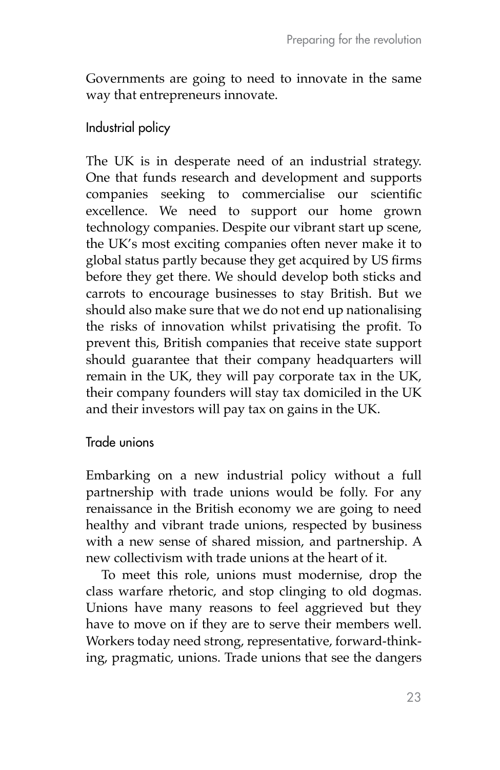Governments are going to need to innovate in the same way that entrepreneurs innovate.

## Industrial policy

The UK is in desperate need of an industrial strategy. One that funds research and development and supports companies seeking to commercialise our scientific excellence. We need to support our home grown technology companies. Despite our vibrant start up scene, the UK's most exciting companies often never make it to global status partly because they get acquired by US firms before they get there. We should develop both sticks and carrots to encourage businesses to stay British. But we should also make sure that we do not end up nationalising the risks of innovation whilst privatising the profit. To prevent this, British companies that receive state support should guarantee that their company headquarters will remain in the UK, they will pay corporate tax in the UK, their company founders will stay tax domiciled in the UK and their investors will pay tax on gains in the UK.

## Trade unions

Embarking on a new industrial policy without a full partnership with trade unions would be folly. For any renaissance in the British economy we are going to need healthy and vibrant trade unions, respected by business with a new sense of shared mission, and partnership. A new collectivism with trade unions at the heart of it.

To meet this role, unions must modernise, drop the class warfare rhetoric, and stop clinging to old dogmas. Unions have many reasons to feel aggrieved but they have to move on if they are to serve their members well. Workers today need strong, representative, forward-thinking, pragmatic, unions. Trade unions that see the dangers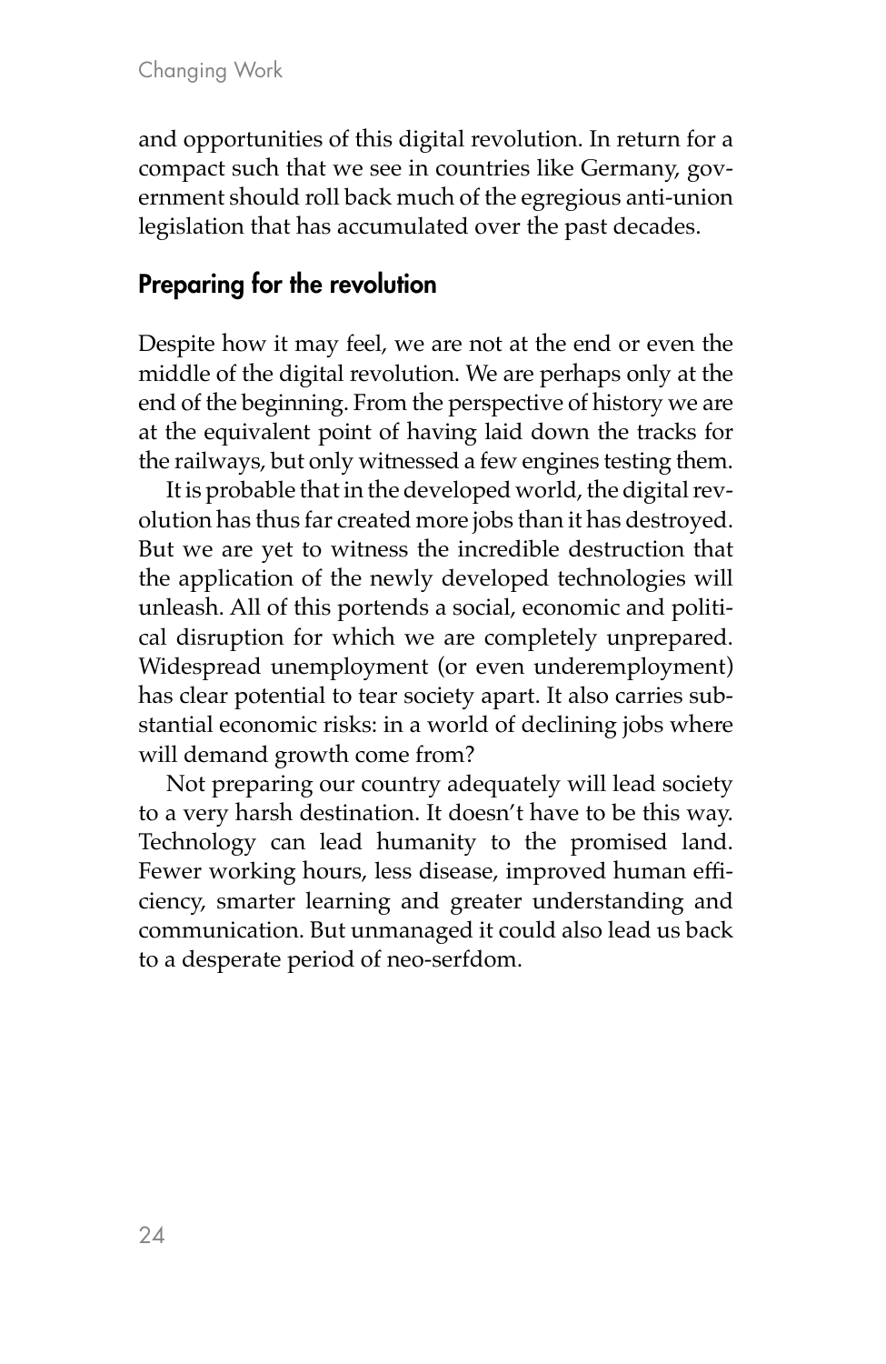and opportunities of this digital revolution. In return for a compact such that we see in countries like Germany, government should roll back much of the egregious anti-union legislation that has accumulated over the past decades.

## Preparing for the revolution

Despite how it may feel, we are not at the end or even the middle of the digital revolution. We are perhaps only at the end of the beginning. From the perspective of history we are at the equivalent point of having laid down the tracks for the railways, but only witnessed a few engines testing them.

It is probable that in the developed world, the digital revolution has thus far created more jobs than it has destroyed. But we are yet to witness the incredible destruction that the application of the newly developed technologies will unleash. All of this portends a social, economic and political disruption for which we are completely unprepared. Widespread unemployment (or even underemployment) has clear potential to tear society apart. It also carries substantial economic risks: in a world of declining jobs where will demand growth come from?

Not preparing our country adequately will lead society to a very harsh destination. It doesn't have to be this way. Technology can lead humanity to the promised land. Fewer working hours, less disease, improved human efficiency, smarter learning and greater understanding and communication. But unmanaged it could also lead us back to a desperate period of neo-serfdom.